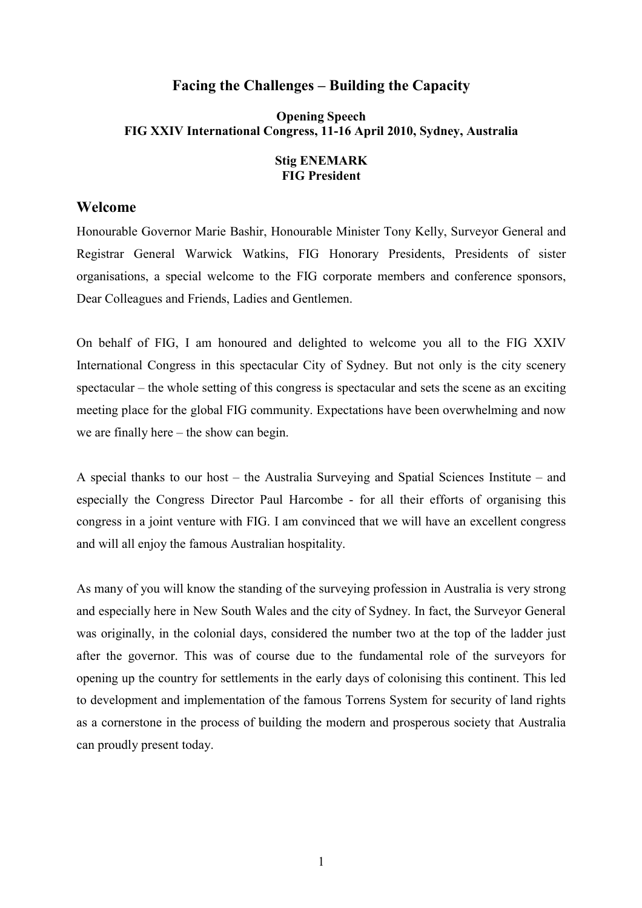# Facing the Challenges – Building the Capacity

**Opening Speech**
**FIG XXIV International Congress, 11-16 April 2010, Sydney, Australia**

**Stig ENEMARK**
**FIG President**

## Welcome

Honourable Governor Marie Bashir, Honourable Minister Tony Kelly, Surveyor General and Registrar General Warwick Watkins, FIG Honorary Presidents, Presidents of sister organisations, a special welcome to the FIG corporate members and conference sponsors, Dear Colleagues and Friends, Ladies and Gentlemen.

On behalf of FIG, I am honoured and delighted to welcome you all to the FIG XXIV International Congress in this spectacular City of Sydney. But not only is the city scenery spectacular – the whole setting of this congress is spectacular and sets the scene as an exciting meeting place for the global FIG community. Expectations have been overwhelming and now we are finally here – the show can begin.

A special thanks to our host – the Australia Surveying and Spatial Sciences Institute – and especially the Congress Director Paul Harcombe - for all their efforts of organising this congress in a joint venture with FIG. I am convinced that we will have an excellent congress and will all enjoy the famous Australian hospitality.

As many of you will know the standing of the surveying profession in Australia is very strong and especially here in New South Wales and the city of Sydney. In fact, the Surveyor General was originally, in the colonial days, considered the number two at the top of the ladder just after the governor. This was of course due to the fundamental role of the surveyors for opening up the country for settlements in the early days of colonising this continent. This led to development and implementation of the famous Torrens System for security of land rights as a cornerstone in the process of building the modern and prosperous society that Australia can proudly present today.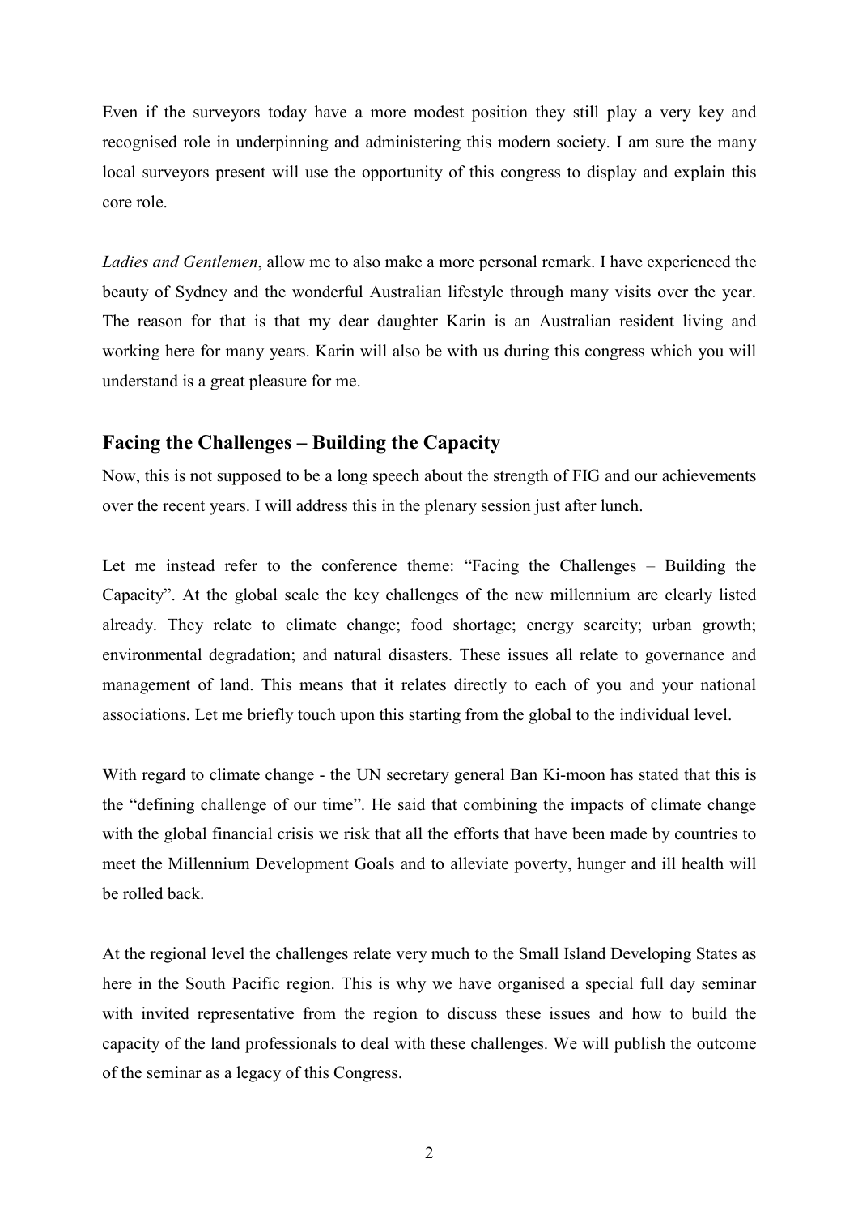Even if the surveyors today have a more modest position they still play a very key and recognised role in underpinning and administering this modern society. I am sure the many local surveyors present will use the opportunity of this congress to display and explain this core role.

*Ladies and Gentlemen*, allow me to also make a more personal remark. I have experienced the beauty of Sydney and the wonderful Australian lifestyle through many visits over the year. The reason for that is that my dear daughter Karin is an Australian resident living and working here for many years. Karin will also be with us during this congress which you will understand is a great pleasure for me.

## Facing the Challenges – Building the Capacity

Now, this is not supposed to be a long speech about the strength of FIG and our achievements over the recent years. I will address this in the plenary session just after lunch.

Let me instead refer to the conference theme: "Facing the Challenges – Building the Capacity". At the global scale the key challenges of the new millennium are clearly listed already. They relate to climate change; food shortage; energy scarcity; urban growth; environmental degradation; and natural disasters. These issues all relate to governance and management of land. This means that it relates directly to each of you and your national associations. Let me briefly touch upon this starting from the global to the individual level.

With regard to climate change - the UN secretary general Ban Ki-moon has stated that this is the "defining challenge of our time". He said that combining the impacts of climate change with the global financial crisis we risk that all the efforts that have been made by countries to meet the Millennium Development Goals and to alleviate poverty, hunger and ill health will be rolled back.

At the regional level the challenges relate very much to the Small Island Developing States as here in the South Pacific region. This is why we have organised a special full day seminar with invited representative from the region to discuss these issues and how to build the capacity of the land professionals to deal with these challenges. We will publish the outcome of the seminar as a legacy of this Congress.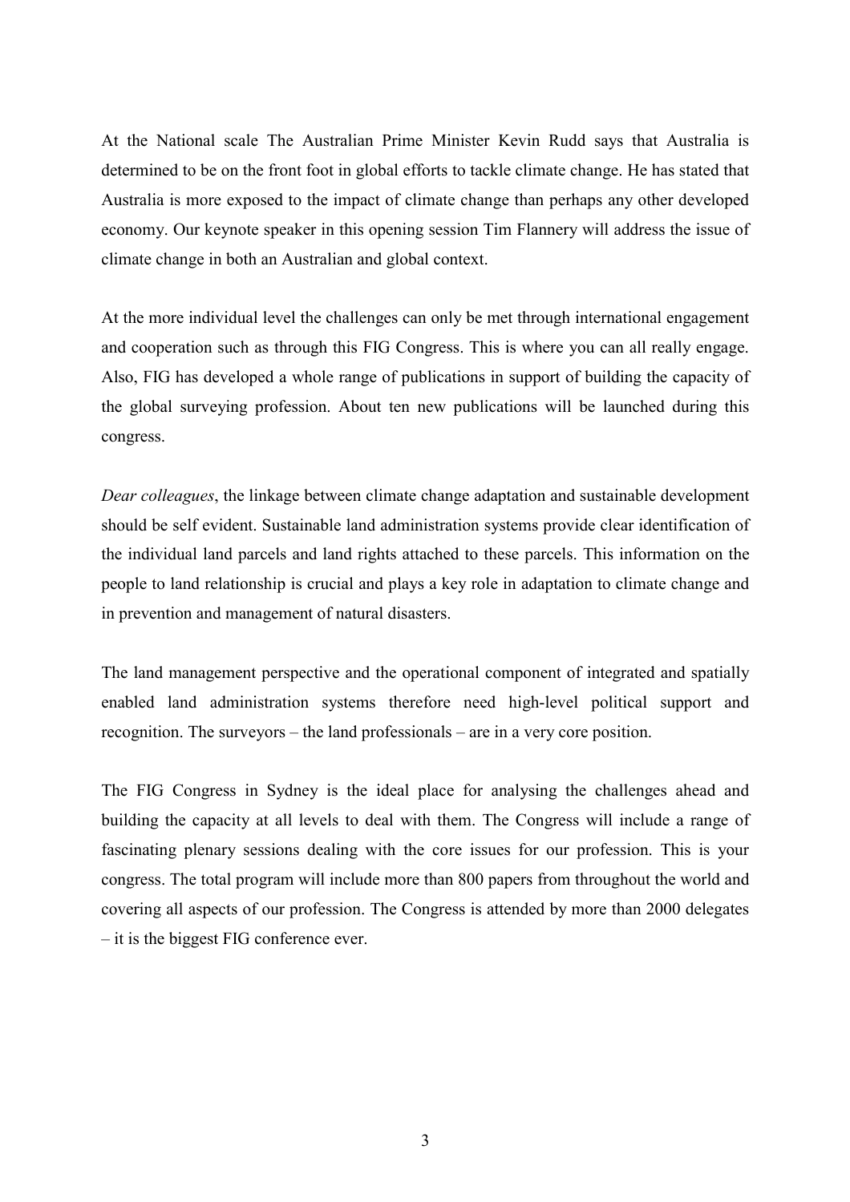At the National scale The Australian Prime Minister Kevin Rudd says that Australia is determined to be on the front foot in global efforts to tackle climate change. He has stated that Australia is more exposed to the impact of climate change than perhaps any other developed economy. Our keynote speaker in this opening session Tim Flannery will address the issue of climate change in both an Australian and global context.

At the more individual level the challenges can only be met through international engagement and cooperation such as through this FIG Congress. This is where you can all really engage. Also, FIG has developed a whole range of publications in support of building the capacity of the global surveying profession. About ten new publications will be launched during this congress.

*Dear colleagues*, the linkage between climate change adaptation and sustainable development should be self evident. Sustainable land administration systems provide clear identification of the individual land parcels and land rights attached to these parcels. This information on the people to land relationship is crucial and plays a key role in adaptation to climate change and in prevention and management of natural disasters.

The land management perspective and the operational component of integrated and spatially enabled land administration systems therefore need high-level political support and recognition. The surveyors – the land professionals – are in a very core position.

The FIG Congress in Sydney is the ideal place for analysing the challenges ahead and building the capacity at all levels to deal with them. The Congress will include a range of fascinating plenary sessions dealing with the core issues for our profession. This is your congress. The total program will include more than 800 papers from throughout the world and covering all aspects of our profession. The Congress is attended by more than 2000 delegates – it is the biggest FIG conference ever.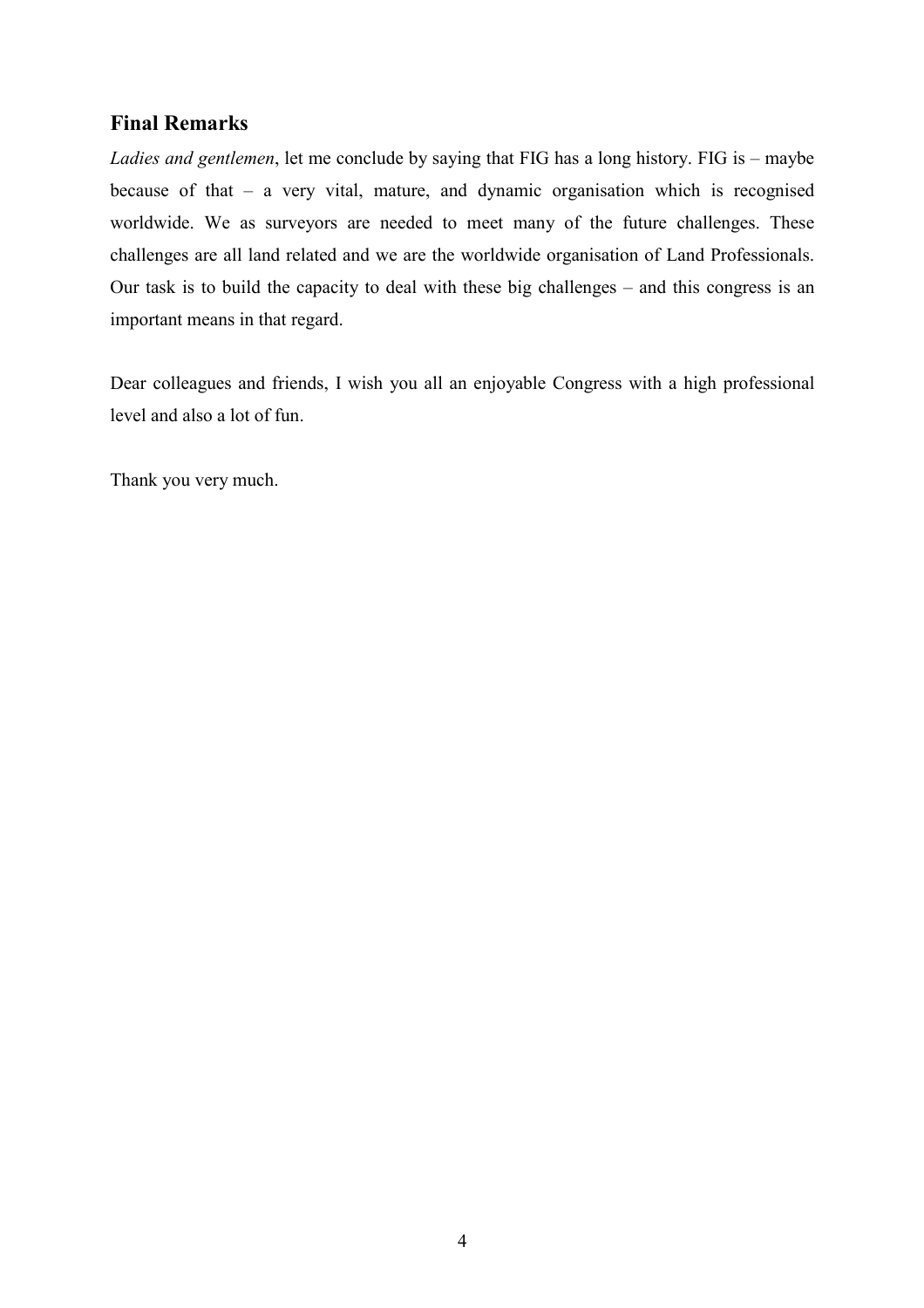## Final Remarks

*Ladies and gentlemen*, let me conclude by saying that FIG has a long history. FIG is – maybe because of that – a very vital, mature, and dynamic organisation which is recognised worldwide. We as surveyors are needed to meet many of the future challenges. These challenges are all land related and we are the worldwide organisation of Land Professionals. Our task is to build the capacity to deal with these big challenges – and this congress is an important means in that regard.

Dear colleagues and friends, I wish you all an enjoyable Congress with a high professional level and also a lot of fun.

Thank you very much.